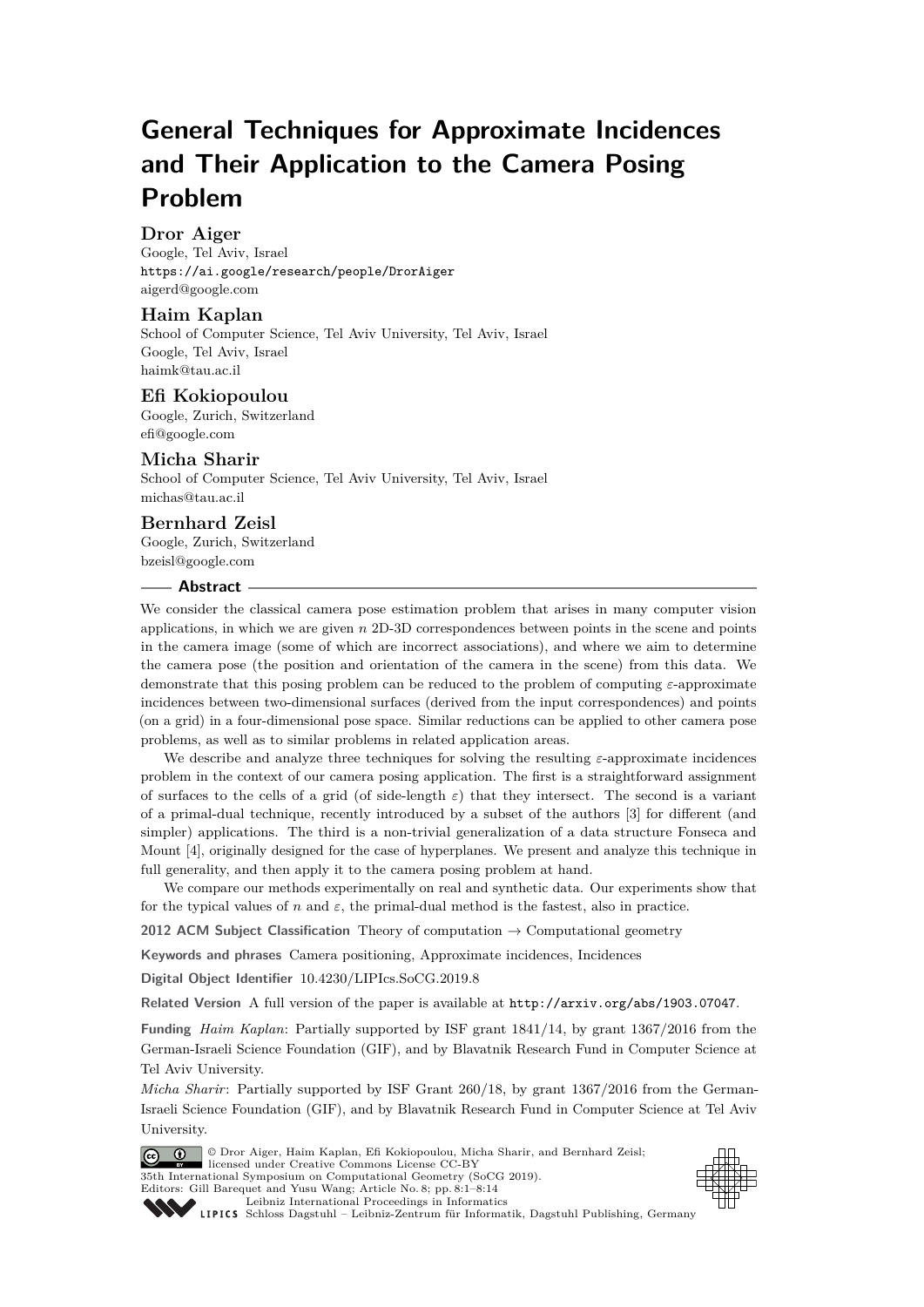# General Techniques for Approximate Incidences and Their Application to the Camera Posing Problem

**Dror Aiger**
Google, Tel Aviv, Israel
https://ai.google/research/people/DrorAiger
aigerd@google.com

**Haim Kaplan**
School of Computer Science, Tel Aviv University, Tel Aviv, Israel
Google, Tel Aviv, Israel
haimk@tau.ac.il

**Efi Kokiopoulou**
Google, Zurich, Switzerland
efi@google.com

**Micha Sharir**
School of Computer Science, Tel Aviv University, Tel Aviv, Israel
michas@tau.ac.il

**Bernhard Zeisl**
Google, Zurich, Switzerland
bzeisl@google.com

## Abstract

We consider the classical camera pose estimation problem that arises in many computer vision applications, in which we are given $n$ 2D-3D correspondences between points in the scene and points in the camera image (some of which are incorrect associations), and where we aim to determine the camera pose (the position and orientation of the camera in the scene) from this data. We demonstrate that this posing problem can be reduced to the problem of computing $\varepsilon$-approximate incidences between two-dimensional surfaces (derived from the input correspondences) and points (on a grid) in a four-dimensional pose space. Similar reductions can be applied to other camera pose problems, as well as to similar problems in related application areas.

We describe and analyze three techniques for solving the resulting $\varepsilon$-approximate incidences problem in the context of our camera posing application. The first is a straightforward assignment of surfaces to the cells of a grid (of side-length $\varepsilon$) that they intersect. The second is a variant of a primal-dual technique, recently introduced by a subset of the authors [3] for different (and simpler) applications. The third is a non-trivial generalization of a data structure Fonseca and Mount [4], originally designed for the case of hyperplanes. We present and analyze this technique in full generality, and then apply it to the camera posing problem at hand.

We compare our methods experimentally on real and synthetic data. Our experiments show that for the typical values of $n$ and $\varepsilon$, the primal-dual method is the fastest, also in practice.

**2012 ACM Subject Classification** Theory of computation → Computational geometry

**Keywords and phrases** Camera positioning, Approximate incidences, Incidences

**Digital Object Identifier** 10.4230/LIPIcs.SoCG.2019.8

**Related Version** A full version of the paper is available at http://arxiv.org/abs/1903.07047.

**Funding** *Haim Kaplan*: Partially supported by ISF grant 1841/14, by grant 1367/2016 from the German-Israeli Science Foundation (GIF), and by Blavatnik Research Fund in Computer Science at Tel Aviv University.

*Micha Sharir*: Partially supported by ISF Grant 260/18, by grant 1367/2016 from the German-Israeli Science Foundation (GIF), and by Blavatnik Research Fund in Computer Science at Tel Aviv University.

© Dror Aiger, Haim Kaplan, Efi Kokiopoulou, Micha Sharir, and Bernhard Zeisl; licensed under Creative Commons License CC-BY
35th International Symposium on Computational Geometry (SoCG 2019).
Editors: Gill Barequet and Yusu Wang; Article No. 8; pp. 8:1–8:14
Leibniz International Proceedings in Informatics
LIPICS Schloss Dagstuhl – Leibniz-Zentrum für Informatik, Dagstuhl Publishing, Germany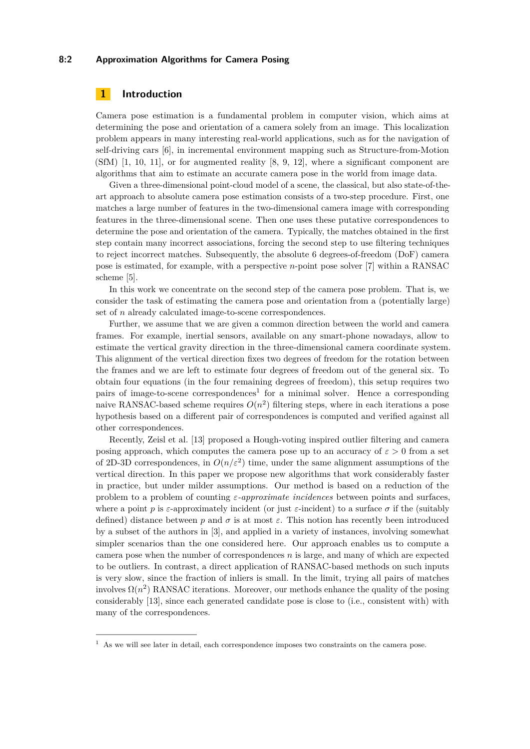## 1 Introduction

Camera pose estimation is a fundamental problem in computer vision, which aims at determining the pose and orientation of a camera solely from an image. This localization problem appears in many interesting real-world applications, such as for the navigation of self-driving cars [6], in incremental environment mapping such as Structure-from-Motion (SfM) [1, 10, 11], or for augmented reality [8, 9, 12], where a significant component are algorithms that aim to estimate an accurate camera pose in the world from image data.

Given a three-dimensional point-cloud model of a scene, the classical, but also state-of-the-art approach to absolute camera pose estimation consists of a two-step procedure. First, one matches a large number of features in the two-dimensional camera image with corresponding features in the three-dimensional scene. Then one uses these putative correspondences to determine the pose and orientation of the camera. Typically, the matches obtained in the first step contain many incorrect associations, forcing the second step to use filtering techniques to reject incorrect matches. Subsequently, the absolute 6 degrees-of-freedom (DoF) camera pose is estimated, for example, with a perspective $n$-point pose solver [7] within a RANSAC scheme [5].

In this work we concentrate on the second step of the camera pose problem. That is, we consider the task of estimating the camera pose and orientation from a (potentially large) set of $n$ already calculated image-to-scene correspondences.

Further, we assume that we are given a common direction between the world and camera frames. For example, inertial sensors, available on any smart-phone nowadays, allow to estimate the vertical gravity direction in the three-dimensional camera coordinate system. This alignment of the vertical direction fixes two degrees of freedom for the rotation between the frames and we are left to estimate four degrees of freedom out of the general six. To obtain four equations (in the four remaining degrees of freedom), this setup requires two pairs of image-to-scene correspondences[1] for a minimal solver. Hence a corresponding naive RANSAC-based scheme requires $O(n^2)$ filtering steps, where in each iterations a pose hypothesis based on a different pair of correspondences is computed and verified against all other correspondences.

Recently, Zeisl et al. [13] proposed a Hough-voting inspired outlier filtering and camera posing approach, which computes the camera pose up to an accuracy of $\varepsilon > 0$ from a set of 2D-3D correspondences, in $O(n/\varepsilon^2)$ time, under the same alignment assumptions of the vertical direction. In this paper we propose new algorithms that work considerably faster in practice, but under milder assumptions. Our method is based on a reduction of the problem to a problem of counting *$\varepsilon$-approximate incidences* between points and surfaces, where a point $p$ is $\varepsilon$-approximately incident (or just $\varepsilon$-incident) to a surface $\sigma$ if the (suitably defined) distance between $p$ and $\sigma$ is at most $\varepsilon$. This notion has recently been introduced by a subset of the authors in [3], and applied in a variety of instances, involving somewhat simpler scenarios than the one considered here. Our approach enables us to compute a camera pose when the number of correspondences $n$ is large, and many of which are expected to be outliers. In contrast, a direct application of RANSAC-based methods on such inputs is very slow, since the fraction of inliers is small. In the limit, trying all pairs of matches involves $\Omega(n^2)$ RANSAC iterations. Moreover, our methods enhance the quality of the posing considerably [13], since each generated candidate pose is close to (i.e., consistent with) with many of the correspondences.

---

[1] As we will see later in detail, each correspondence imposes two constraints on the camera pose.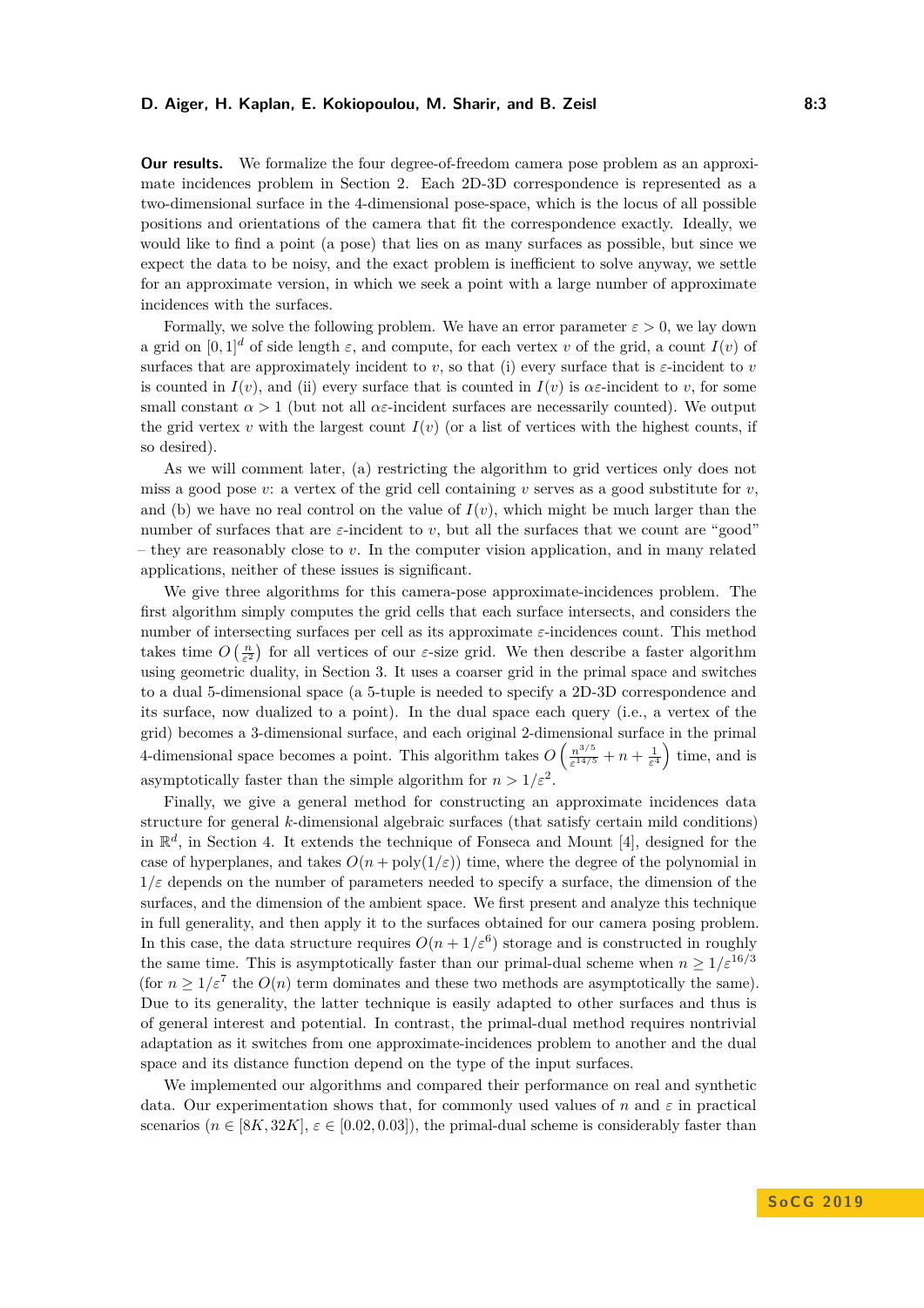**Our results.** We formalize the four degree-of-freedom camera pose problem as an approximate incidences problem in Section 2. Each 2D-3D correspondence is represented as a two-dimensional surface in the 4-dimensional pose-space, which is the locus of all possible positions and orientations of the camera that fit the correspondence exactly. Ideally, we would like to find a point (a pose) that lies on as many surfaces as possible, but since we expect the data to be noisy, and the exact problem is inefficient to solve anyway, we settle for an approximate version, in which we seek a point with a large number of approximate incidences with the surfaces.

Formally, we solve the following problem. We have an error parameter $\varepsilon > 0$, we lay down a grid on $[0,1]^d$ of side length $\varepsilon$, and compute, for each vertex $v$ of the grid, a count $I(v)$ of surfaces that are approximately incident to $v$, so that (i) every surface that is $\varepsilon$-incident to $v$ is counted in $I(v)$, and (ii) every surface that is counted in $I(v)$ is $\alpha\varepsilon$-incident to $v$, for some small constant $\alpha > 1$ (but not all $\alpha\varepsilon$-incident surfaces are necessarily counted). We output the grid vertex $v$ with the largest count $I(v)$ (or a list of vertices with the highest counts, if so desired).

As we will comment later, (a) restricting the algorithm to grid vertices only does not miss a good pose $v$: a vertex of the grid cell containing $v$ serves as a good substitute for $v$, and (b) we have no real control on the value of $I(v)$, which might be much larger than the number of surfaces that are $\varepsilon$-incident to $v$, but all the surfaces that we count are "good" – they are reasonably close to $v$. In the computer vision application, and in many related applications, neither of these issues is significant.

We give three algorithms for this camera-pose approximate-incidences problem. The first algorithm simply computes the grid cells that each surface intersects, and considers the number of intersecting surfaces per cell as its approximate $\varepsilon$-incidences count. This method takes time $O\left(\frac{n}{\varepsilon^2}\right)$ for all vertices of our $\varepsilon$-size grid. We then describe a faster algorithm using geometric duality, in Section 3. It uses a coarser grid in the primal space and switches to a dual 5-dimensional space (a 5-tuple is needed to specify a 2D-3D correspondence and its surface, now dualized to a point). In the dual space each query (i.e., a vertex of the grid) becomes a 3-dimensional surface, and each original 2-dimensional surface in the primal 4-dimensional space becomes a point. This algorithm takes $O\left(\frac{n^{3/5}}{\varepsilon^{14/5}} + n + \frac{1}{\varepsilon^4}\right)$ time, and is asymptotically faster than the simple algorithm for $n > 1/\varepsilon^2$.

Finally, we give a general method for constructing an approximate incidences data structure for general $k$-dimensional algebraic surfaces (that satisfy certain mild conditions) in $\mathbb{R}^d$, in Section 4. It extends the technique of Fonseca and Mount [4], designed for the case of hyperplanes, and takes $O(n + \text{poly}(1/\varepsilon))$ time, where the degree of the polynomial in $1/\varepsilon$ depends on the number of parameters needed to specify a surface, the dimension of the surfaces, and the dimension of the ambient space. We first present and analyze this technique in full generality, and then apply it to the surfaces obtained for our camera posing problem. In this case, the data structure requires $O(n + 1/\varepsilon^6)$ storage and is constructed in roughly the same time. This is asymptotically faster than our primal-dual scheme when $n \geq 1/\varepsilon^{16/3}$ (for $n \geq 1/\varepsilon^7$ the $O(n)$ term dominates and these two methods are asymptotically the same). Due to its generality, the latter technique is easily adapted to other surfaces and thus is of general interest and potential. In contrast, the primal-dual method requires nontrivial adaptation as it switches from one approximate-incidences problem to another and the dual space and its distance function depend on the type of the input surfaces.

We implemented our algorithms and compared their performance on real and synthetic data. Our experimentation shows that, for commonly used values of $n$ and $\varepsilon$ in practical scenarios ($n \in [8K, 32K]$, $\varepsilon \in [0.02, 0.03]$), the primal-dual scheme is considerably faster than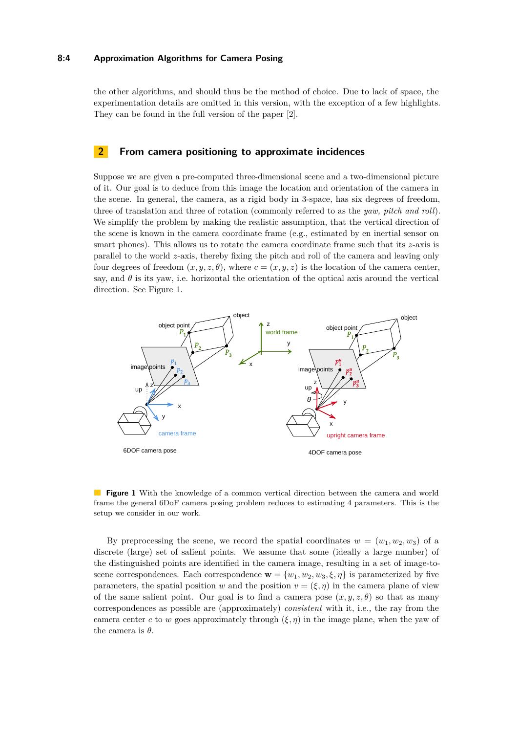the other algorithms, and should thus be the method of choice. Due to lack of space, the experimentation details are omitted in this version, with the exception of a few highlights. They can be found in the full version of the paper [2].

## 2 From camera positioning to approximate incidences

Suppose we are given a pre-computed three-dimensional scene and a two-dimensional picture of it. Our goal is to deduce from this image the location and orientation of the camera in the scene. In general, the camera, as a rigid body in 3-space, has six degrees of freedom, three of translation and three of rotation (commonly referred to as the *yaw, pitch and roll*). We simplify the problem by making the realistic assumption, that the vertical direction of the scene is known in the camera coordinate frame (e.g., estimated by en inertial sensor on smart phones). This allows us to rotate the camera coordinate frame such that its $z$-axis is parallel to the world $z$-axis, thereby fixing the pitch and roll of the camera and leaving only four degrees of freedom $(x, y, z, \theta)$, where $c = (x, y, z)$ is the location of the camera center, say, and $\theta$ is its yaw, i.e. horizontal the orientation of the optical axis around the vertical direction. See Figure 1.

**Figure 1** With the knowledge of a common vertical direction between the camera and world frame the general 6DoF camera posing problem reduces to estimating 4 parameters. This is the setup we consider in our work.

By preprocessing the scene, we record the spatial coordinates $w = (w_1, w_2, w_3)$ of a discrete (large) set of salient points. We assume that some (ideally a large number) of the distinguished points are identified in the camera image, resulting in a set of image-to-scene correspondences. Each correspondence $\mathbf{w} = \{w_1, w_2, w_3, \xi, \eta\}$ is parameterized by five parameters, the spatial position $w$ and the position $v = (\xi, \eta)$ in the camera plane of view of the same salient point. Our goal is to find a camera pose $(x, y, z, \theta)$ so that as many correspondences as possible are (approximately) *consistent* with it, i.e., the ray from the camera center $c$ to $w$ goes approximately through $(\xi, \eta)$ in the image plane, when the yaw of the camera is $\theta$.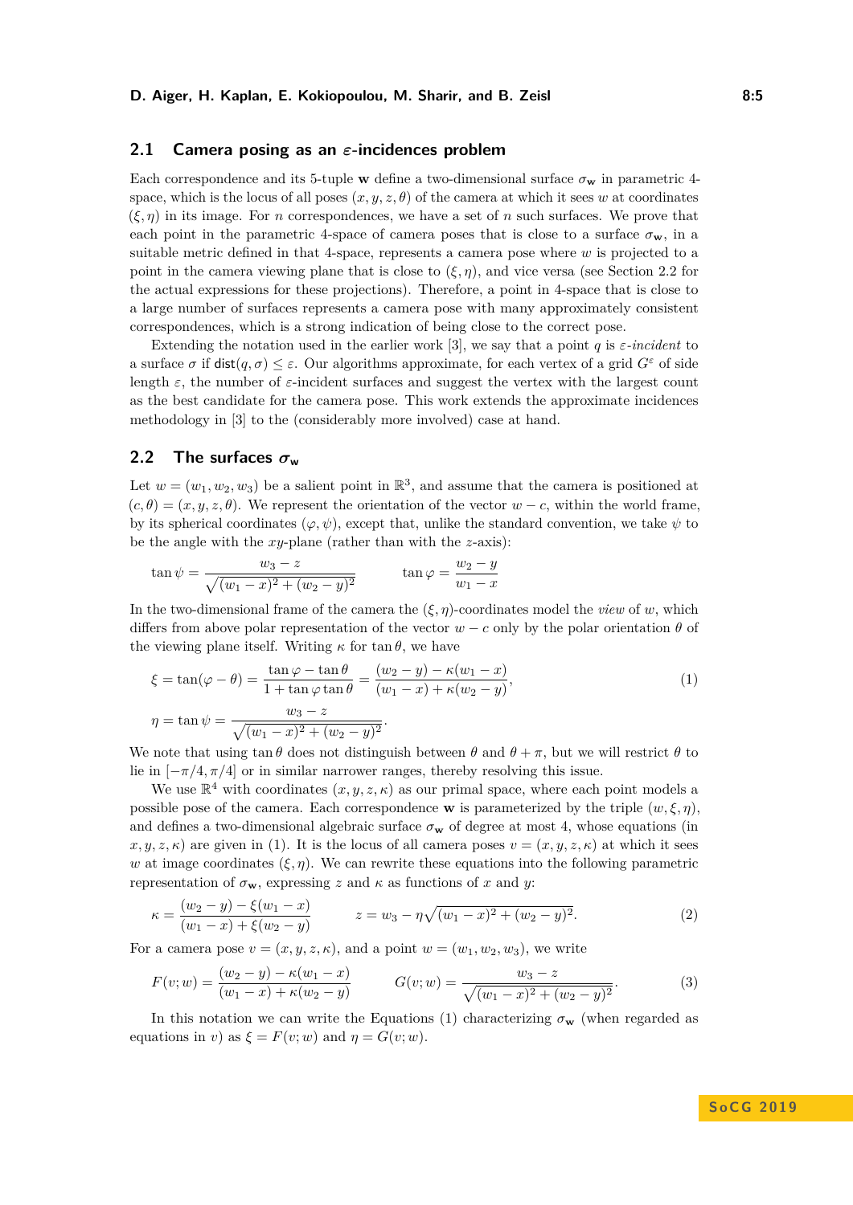## 2.1 Camera posing as an $\varepsilon$-incidences problem

Each correspondence and its 5-tuple $\mathbf{w}$ define a two-dimensional surface $\sigma_{\mathbf{w}}$ in parametric 4-space, which is the locus of all poses $(x, y, z, \theta)$ of the camera at which it sees $w$ at coordinates $(\xi, \eta)$ in its image. For $n$ correspondences, we have a set of $n$ such surfaces. We prove that each point in the parametric 4-space of camera poses that is close to a surface $\sigma_{\mathbf{w}}$, in a suitable metric defined in that 4-space, represents a camera pose where $w$ is projected to a point in the camera viewing plane that is close to $(\xi, \eta)$, and vice versa (see Section 2.2 for the actual expressions for these projections). Therefore, a point in 4-space that is close to a large number of surfaces represents a camera pose with many approximately consistent correspondences, which is a strong indication of being close to the correct pose.

Extending the notation used in the earlier work [3], we say that a point $q$ is *$\varepsilon$-incident* to a surface $\sigma$ if $\mathsf{dist}(q, \sigma) \le \varepsilon$. Our algorithms approximate, for each vertex of a grid $G^\varepsilon$ of side length $\varepsilon$, the number of $\varepsilon$-incident surfaces and suggest the vertex with the largest count as the best candidate for the camera pose. This work extends the approximate incidences methodology in [3] to the (considerably more involved) case at hand.

## 2.2 The surfaces $\sigma_{\mathbf{w}}$

Let $w = (w_1, w_2, w_3)$ be a salient point in $\mathbb{R}^3$, and assume that the camera is positioned at $(c, \theta) = (x, y, z, \theta)$. We represent the orientation of the vector $w - c$, within the world frame, by its spherical coordinates $(\varphi, \psi)$, except that, unlike the standard convention, we take $\psi$ to be the angle with the $xy$-plane (rather than with the $z$-axis):

$$\tan\psi = \frac{w_3 - z}{\sqrt{(w_1 - x)^2 + (w_2 - y)^2}} \qquad \tan\varphi = \frac{w_2 - y}{w_1 - x}$$

In the two-dimensional frame of the camera the $(\xi, \eta)$-coordinates model the *view* of $w$, which differs from above polar representation of the vector $w - c$ only by the polar orientation $\theta$ of the viewing plane itself. Writing $\kappa$ for $\tan\theta$, we have

$$\xi = \tan(\varphi - \theta) = \frac{\tan\varphi - \tan\theta}{1 + \tan\varphi\tan\theta} = \frac{(w_2 - y) - \kappa(w_1 - x)}{(w_1 - x) + \kappa(w_2 - y)}, \tag{1}$$

$$\eta = \tan\psi = \frac{w_3 - z}{\sqrt{(w_1 - x)^2 + (w_2 - y)^2}}.$$

We note that using $\tan\theta$ does not distinguish between $\theta$ and $\theta + \pi$, but we will restrict $\theta$ to lie in $[-\pi/4, \pi/4]$ or in similar narrower ranges, thereby resolving this issue.

We use $\mathbb{R}^4$ with coordinates $(x, y, z, \kappa)$ as our primal space, where each point models a possible pose of the camera. Each correspondence $\mathbf{w}$ is parameterized by the triple $(w, \xi, \eta)$, and defines a two-dimensional algebraic surface $\sigma_{\mathbf{w}}$ of degree at most 4, whose equations (in $x, y, z, \kappa$) are given in (1). It is the locus of all camera poses $v = (x, y, z, \kappa)$ at which it sees $w$ at image coordinates $(\xi, \eta)$. We can rewrite these equations into the following parametric representation of $\sigma_{\mathbf{w}}$, expressing $z$ and $\kappa$ as functions of $x$ and $y$:

$$\kappa = \frac{(w_2 - y) - \xi(w_1 - x)}{(w_1 - x) + \xi(w_2 - y)} \qquad z = w_3 - \eta\sqrt{(w_1 - x)^2 + (w_2 - y)^2}. \tag{2}$$

For a camera pose $v = (x, y, z, \kappa)$, and a point $w = (w_1, w_2, w_3)$, we write

$$F(v; w) = \frac{(w_2 - y) - \kappa(w_1 - x)}{(w_1 - x) + \kappa(w_2 - y)} \qquad G(v; w) = \frac{w_3 - z}{\sqrt{(w_1 - x)^2 + (w_2 - y)^2}}. \tag{3}$$

In this notation we can write the Equations (1) characterizing $\sigma_{\mathbf{w}}$ (when regarded as equations in $v$) as $\xi = F(v; w)$ and $\eta = G(v; w)$.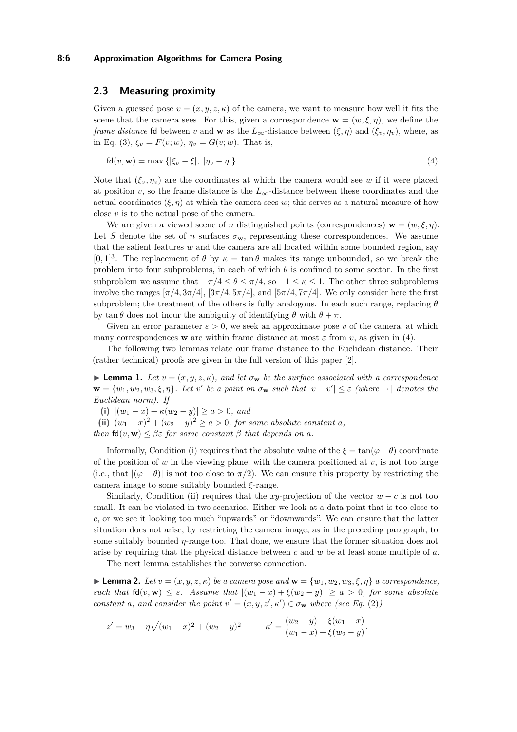## 2.3 Measuring proximity

Given a guessed pose $v = (x, y, z, \kappa)$ of the camera, we want to measure how well it fits the scene that the camera sees. For this, given a correspondence $\mathbf{w} = (w, \xi, \eta)$, we define the *frame distance* $\mathsf{fd}$ between $v$ and $\mathbf{w}$ as the $L_\infty$-distance between $(\xi, \eta)$ and $(\xi_v, \eta_v)$, where, as in Eq. (3), $\xi_v = F(v; w)$, $\eta_v = G(v; w)$. That is,

$$\mathsf{fd}(v, \mathbf{w}) = \max \{|\xi_v - \xi|, \ |\eta_v - \eta|\}. \tag{4}$$

Note that $(\xi_v, \eta_v)$ are the coordinates at which the camera would see $w$ if it were placed at position $v$, so the frame distance is the $L_\infty$-distance between these coordinates and the actual coordinates $(\xi, \eta)$ at which the camera sees $w$; this serves as a natural measure of how close $v$ is to the actual pose of the camera.

We are given a viewed scene of $n$ distinguished points (correspondences) $\mathbf{w} = (w, \xi, \eta)$. Let $S$ denote the set of $n$ surfaces $\sigma_{\mathbf{w}}$, representing these correspondences. We assume that the salient features $w$ and the camera are all located within some bounded region, say $[0, 1]^3$. The replacement of $\theta$ by $\kappa = \tan\theta$ makes its range unbounded, so we break the problem into four subproblems, in each of which $\theta$ is confined to some sector. In the first subproblem we assume that $-\pi/4 \le \theta \le \pi/4$, so $-1 \le \kappa \le 1$. The other three subproblems involve the ranges $[\pi/4, 3\pi/4]$, $[3\pi/4, 5\pi/4]$, and $[5\pi/4, 7\pi/4]$. We only consider here the first subproblem; the treatment of the others is fully analogous. In each such range, replacing $\theta$ by $\tan\theta$ does not incur the ambiguity of identifying $\theta$ with $\theta + \pi$.

Given an error parameter $\varepsilon > 0$, we seek an approximate pose $v$ of the camera, at which many correspondences $\mathbf{w}$ are within frame distance at most $\varepsilon$ from $v$, as given in (4).

The following two lemmas relate our frame distance to the Euclidean distance. Their (rather technical) proofs are given in the full version of this paper [2].

▶ **Lemma 1.** *Let $v = (x, y, z, \kappa)$, and let $\sigma_{\mathbf{w}}$ be the surface associated with a correspondence $\mathbf{w} = \{w_1, w_2, w_3, \xi, \eta\}$. Let $v'$ be a point on $\sigma_{\mathbf{w}}$ such that $|v - v'| \le \varepsilon$ (where $|\cdot|$ denotes the Euclidean norm). If*

**(i)** $|(w_1 - x) + \kappa(w_2 - y)| \ge a > 0$, *and*

**(ii)** $(w_1 - x)^2 + (w_2 - y)^2 \ge a > 0$, *for some absolute constant $a$,*

*then $\mathsf{fd}(v, \mathbf{w}) \le \beta\varepsilon$ for some constant $\beta$ that depends on $a$.*

Informally, Condition (i) requires that the absolute value of the $\xi = \tan(\varphi - \theta)$ coordinate of the position of $w$ in the viewing plane, with the camera positioned at $v$, is not too large (i.e., that $|(\varphi - \theta)|$ is not too close to $\pi/2$). We can ensure this property by restricting the camera image to some suitably bounded $\xi$-range.

Similarly, Condition (ii) requires that the $xy$-projection of the vector $w - c$ is not too small. It can be violated in two scenarios. Either we look at a data point that is too close to $c$, or we see it looking too much "upwards" or "downwards". We can ensure that the latter situation does not arise, by restricting the camera image, as in the preceding paragraph, to some suitably bounded $\eta$-range too. That done, we ensure that the former situation does not arise by requiring that the physical distance between $c$ and $w$ be at least some multiple of $a$.

The next lemma establishes the converse connection.

▶ **Lemma 2.** *Let $v = (x, y, z, \kappa)$ be a camera pose and $\mathbf{w} = \{w_1, w_2, w_3, \xi, \eta\}$ a correspondence, such that $\mathsf{fd}(v, \mathbf{w}) \le \varepsilon$. Assume that $|(w_1 - x) + \xi(w_2 - y)| \ge a > 0$, for some absolute constant $a$, and consider the point $v' = (x, y, z', \kappa') \in \sigma_{\mathbf{w}}$ where (see Eq. (2))*

$$z' = w_3 - \eta\sqrt{(w_1 - x)^2 + (w_2 - y)^2} \qquad \kappa' = \frac{(w_2 - y) - \xi(w_1 - x)}{(w_1 - x) + \xi(w_2 - y)}.$$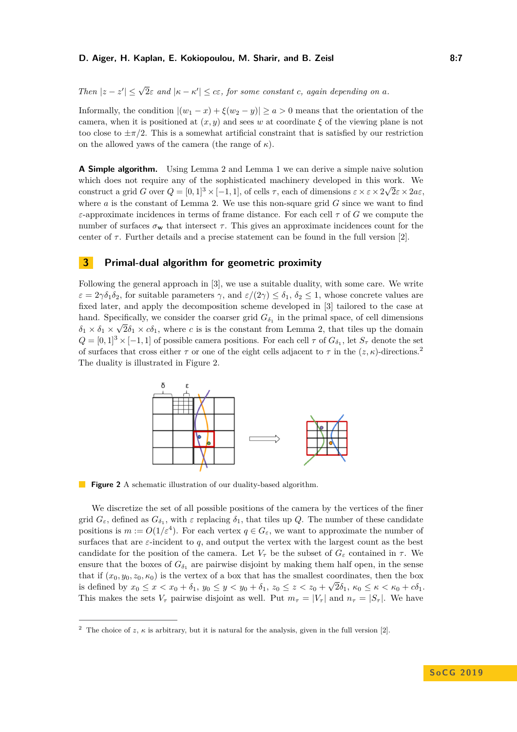*Then* $|z - z'| \leq \sqrt{2}\varepsilon$ *and* $|\kappa - \kappa'| \leq c\varepsilon$, *for some constant* $c$, *again depending on* $a$.

Informally, the condition $|(w_1 - x) + \xi(w_2 - y)| \geq a > 0$ means that the orientation of the camera, when it is positioned at $(x, y)$ and sees $w$ at coordinate $\xi$ of the viewing plane is not too close to $\pm\pi/2$. This is a somewhat artificial constraint that is satisfied by our restriction on the allowed yaws of the camera (the range of $\kappa$).

**A Simple algorithm.** Using Lemma 2 and Lemma 1 we can derive a simple naive solution which does not require any of the sophisticated machinery developed in this work. We construct a grid $G$ over $Q = [0,1]^3 \times [-1,1]$, of cells $\tau$, each of dimensions $\varepsilon \times \varepsilon \times 2\sqrt{2}\varepsilon \times 2a\varepsilon$, where $a$ is the constant of Lemma 2. We use this non-square grid $G$ since we want to find $\varepsilon$-approximate incidences in terms of frame distance. For each cell $\tau$ of $G$ we compute the number of surfaces $\sigma_{\mathbf{w}}$ that intersect $\tau$. This gives an approximate incidences count for the center of $\tau$. Further details and a precise statement can be found in the full version [2].

## 3 Primal-dual algorithm for geometric proximity

Following the general approach in [3], we use a suitable duality, with some care. We write $\varepsilon = 2\gamma\delta_1\delta_2$, for suitable parameters $\gamma$, and $\varepsilon/(2\gamma) \leq \delta_1$, $\delta_2 \leq 1$, whose concrete values are fixed later, and apply the decomposition scheme developed in [3] tailored to the case at hand. Specifically, we consider the coarser grid $G_{\delta_1}$ in the primal space, of cell dimensions $\delta_1 \times \delta_1 \times \sqrt{2}\delta_1 \times c\delta_1$, where $c$ is is the constant from Lemma 2, that tiles up the domain $Q = [0,1]^3 \times [-1,1]$ of possible camera positions. For each cell $\tau$ of $G_{\delta_1}$, let $S_\tau$ denote the set of surfaces that cross either $\tau$ or one of the eight cells adjacent to $\tau$ in the $(z, \kappa)$-directions.[2] The duality is illustrated in Figure 2.

**Figure 2** A schematic illustration of our duality-based algorithm.

We discretize the set of all possible positions of the camera by the vertices of the finer grid $G_\varepsilon$, defined as $G_{\delta_1}$, with $\varepsilon$ replacing $\delta_1$, that tiles up $Q$. The number of these candidate positions is $m := O(1/\varepsilon^4)$. For each vertex $q \in G_\varepsilon$, we want to approximate the number of surfaces that are $\varepsilon$-incident to $q$, and output the vertex with the largest count as the best candidate for the position of the camera. Let $V_\tau$ be the subset of $G_\varepsilon$ contained in $\tau$. We ensure that the boxes of $G_{\delta_1}$ are pairwise disjoint by making them half open, in the sense that if $(x_0, y_0, z_0, \kappa_0)$ is the vertex of a box that has the smallest coordinates, then the box is defined by $x_0 \leq x < x_0 + \delta_1$, $y_0 \leq y < y_0 + \delta_1$, $z_0 \leq z < z_0 + \sqrt{2}\delta_1$, $\kappa_0 \leq \kappa < \kappa_0 + c\delta_1$. This makes the sets $V_\tau$ pairwise disjoint as well. Put $m_\tau = |V_\tau|$ and $n_\tau = |S_\tau|$. We have

---

[2] The choice of $z$, $\kappa$ is arbitrary, but it is natural for the analysis, given in the full version [2].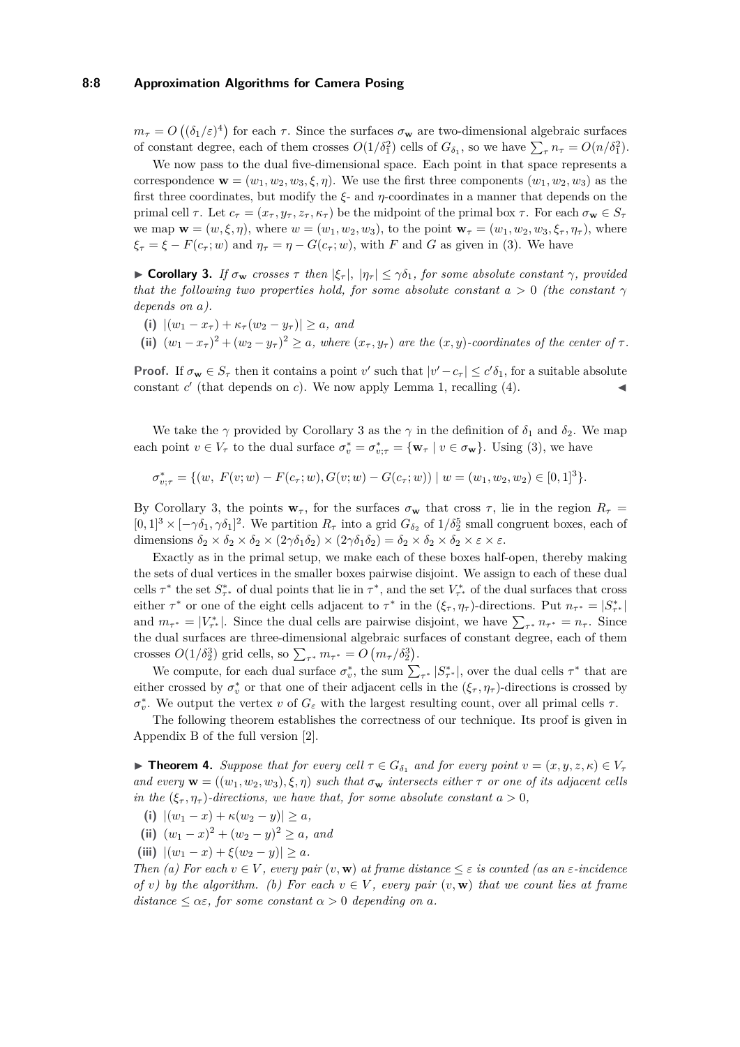$m_\tau = O\left((\delta_1/\varepsilon)^4\right)$ for each $\tau$. Since the surfaces $\sigma_{\mathbf{w}}$ are two-dimensional algebraic surfaces of constant degree, each of them crosses $O(1/\delta_1^2)$ cells of $G_{\delta_1}$, so we have $\sum_\tau n_\tau = O(n/\delta_1^2)$.

We now pass to the dual five-dimensional space. Each point in that space represents a correspondence $\mathbf{w} = (w_1, w_2, w_3, \xi, \eta)$. We use the first three components $(w_1, w_2, w_3)$ as the first three coordinates, but modify the $\xi$- and $\eta$-coordinates in a manner that depends on the primal cell $\tau$. Let $c_\tau = (x_\tau, y_\tau, z_\tau, \kappa_\tau)$ be the midpoint of the primal box $\tau$. For each $\sigma_{\mathbf{w}} \in S_\tau$ we map $\mathbf{w} = (w, \xi, \eta)$, where $w = (w_1, w_2, w_3)$, to the point $\mathbf{w}_\tau = (w_1, w_2, w_3, \xi_\tau, \eta_\tau)$, where $\xi_\tau = \xi - F(c_\tau; w)$ and $\eta_\tau = \eta - G(c_\tau; w)$, with $F$ and $G$ as given in (3). We have

▶ **Corollary 3.** *If $\sigma_{\mathbf{w}}$ crosses $\tau$ then $|\xi_\tau|$, $|\eta_\tau| \le \gamma\delta_1$, for some absolute constant $\gamma$, provided that the following two properties hold, for some absolute constant $a > 0$ (the constant $\gamma$ depends on $a$).*

- **(i)** $|(w_1 - x_\tau) + \kappa_\tau(w_2 - y_\tau)| \ge a$, *and*
- **(ii)** $(w_1 - x_\tau)^2 + (w_2 - y_\tau)^2 \ge a$, *where $(x_\tau, y_\tau)$ are the $(x, y)$-coordinates of the center of $\tau$.*

**Proof.** If $\sigma_{\mathbf{w}} \in S_\tau$ then it contains a point $v'$ such that $|v' - c_\tau| \le c'\delta_1$, for a suitable absolute constant $c'$ (that depends on $c$). We now apply Lemma 1, recalling (4). ◀

We take the $\gamma$ provided by Corollary 3 as the $\gamma$ in the definition of $\delta_1$ and $\delta_2$. We map each point $v \in V_\tau$ to the dual surface $\sigma_v^* = \sigma_{v;\tau}^* = \{\mathbf{w}_\tau \mid v \in \sigma_{\mathbf{w}}\}$. Using (3), we have

$$\sigma_{v;\tau}^* = \{(w,\ F(v;w) - F(c_\tau;w), G(v;w) - G(c_\tau;w)) \mid w = (w_1, w_2, w_2) \in [0,1]^3\}.$$

By Corollary 3, the points $\mathbf{w}_\tau$, for the surfaces $\sigma_{\mathbf{w}}$ that cross $\tau$, lie in the region $R_\tau = [0,1]^3 \times [-\gamma\delta_1, \gamma\delta_1]^2$. We partition $R_\tau$ into a grid $G_{\delta_2}$ of $1/\delta_2^5$ small congruent boxes, each of dimensions $\delta_2 \times \delta_2 \times \delta_2 \times (2\gamma\delta_1\delta_2) \times (2\gamma\delta_1\delta_2) = \delta_2 \times \delta_2 \times \delta_2 \times \varepsilon \times \varepsilon$.

Exactly as in the primal setup, we make each of these boxes half-open, thereby making the sets of dual vertices in the smaller boxes pairwise disjoint. We assign to each of these dual cells $\tau^*$ the set $S_{\tau^*}^*$ of dual points that lie in $\tau^*$, and the set $V_{\tau^*}^*$ of the dual surfaces that cross either $\tau^*$ or one of the eight cells adjacent to $\tau^*$ in the $(\xi_\tau, \eta_\tau)$-directions. Put $n_{\tau^*} = |S_{\tau^*}^*|$ and $m_{\tau^*} = |V_{\tau^*}^*|$. Since the dual cells are pairwise disjoint, we have $\sum_{\tau^*} n_{\tau^*} = n_\tau$. Since the dual surfaces are three-dimensional algebraic surfaces of constant degree, each of them crosses $O(1/\delta_2^3)$ grid cells, so $\sum_{\tau^*} m_{\tau^*} = O\left(m_\tau/\delta_2^3\right)$.

We compute, for each dual surface $\sigma_v^*$, the sum $\sum_{\tau^*} |S_{\tau^*}^*|$, over the dual cells $\tau^*$ that are either crossed by $\sigma_v^*$ or that one of their adjacent cells in the $(\xi_\tau, \eta_\tau)$-directions is crossed by $\sigma_v^*$. We output the vertex $v$ of $G_\varepsilon$ with the largest resulting count, over all primal cells $\tau$.

The following theorem establishes the correctness of our technique. Its proof is given in Appendix B of the full version [2].

▶ **Theorem 4.** *Suppose that for every cell $\tau \in G_{\delta_1}$ and for every point $v = (x, y, z, \kappa) \in V_\tau$ and every $\mathbf{w} = ((w_1, w_2, w_3), \xi, \eta)$ such that $\sigma_{\mathbf{w}}$ intersects either $\tau$ or one of its adjacent cells in the $(\xi_\tau, \eta_\tau)$-directions, we have that, for some absolute constant $a > 0$,*

- **(i)** $|(w_1 - x) + \kappa(w_2 - y)| \ge a$,
- **(ii)** $(w_1 - x)^2 + (w_2 - y)^2 \ge a$, *and*
- **(iii)** $|(w_1 - x) + \xi(w_2 - y)| \ge a$.

*Then (a) For each $v \in V$, every pair $(v, \mathbf{w})$ at frame distance $\le \varepsilon$ is counted (as an $\varepsilon$-incidence of $v$) by the algorithm. (b) For each $v \in V$, every pair $(v, \mathbf{w})$ that we count lies at frame distance $\le \alpha\varepsilon$, for some constant $\alpha > 0$ depending on $a$.*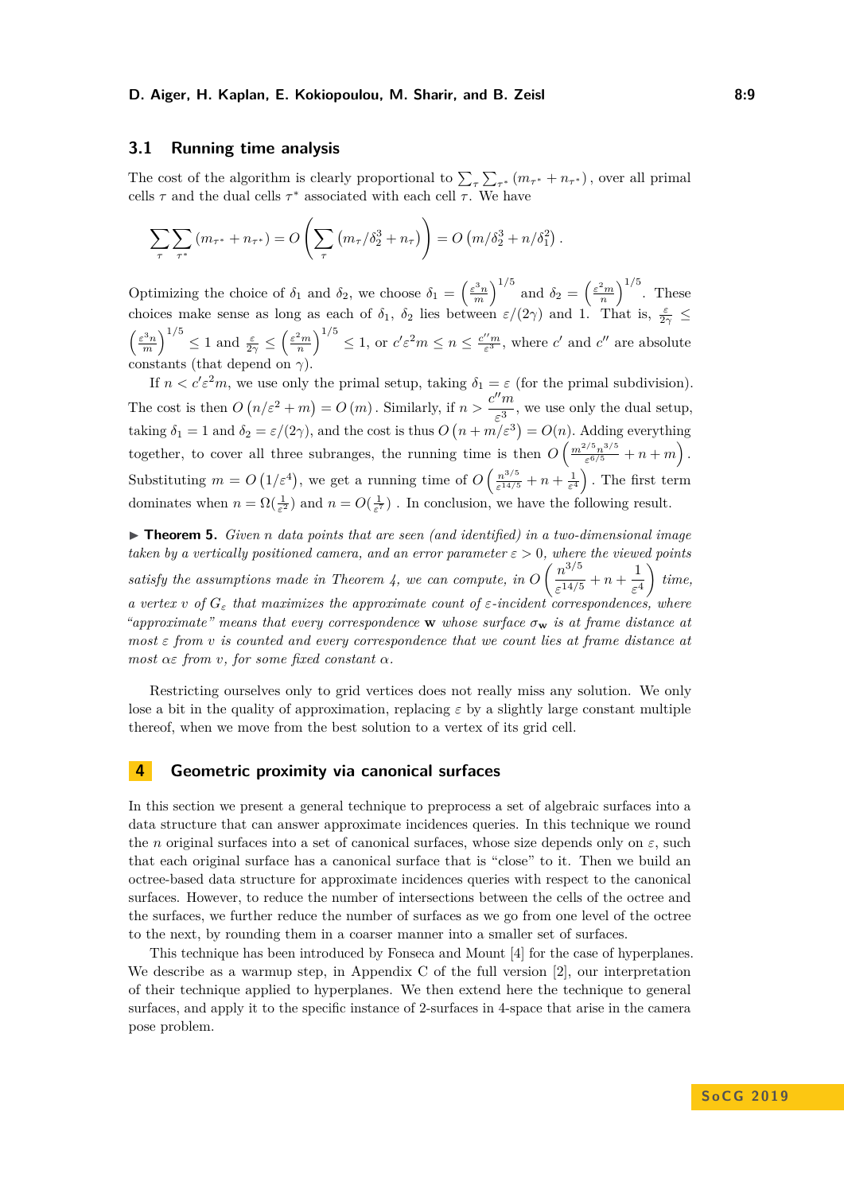### 3.1 Running time analysis

The cost of the algorithm is clearly proportional to $\sum_\tau \sum_{\tau^*} (m_{\tau^*} + n_{\tau^*})$, over all primal cells $\tau$ and the dual cells $\tau^*$ associated with each cell $\tau$. We have

$$\sum_\tau \sum_{\tau^*} (m_{\tau^*} + n_{\tau^*}) = O\left(\sum_\tau (m_\tau/\delta_2^3 + n_\tau)\right) = O\left(m/\delta_2^3 + n/\delta_1^2\right).$$

Optimizing the choice of $\delta_1$ and $\delta_2$, we choose $\delta_1 = \left(\frac{\varepsilon^3 n}{m}\right)^{1/5}$ and $\delta_2 = \left(\frac{\varepsilon^2 m}{n}\right)^{1/5}$. These choices make sense as long as each of $\delta_1$, $\delta_2$ lies between $\varepsilon/(2\gamma)$ and 1. That is, $\frac{\varepsilon}{2\gamma} \leq \left(\frac{\varepsilon^3 n}{m}\right)^{1/5} \leq 1$ and $\frac{\varepsilon}{2\gamma} \leq \left(\frac{\varepsilon^2 m}{n}\right)^{1/5} \leq 1$, or $c'\varepsilon^2 m \leq n \leq \frac{c'' m}{\varepsilon^3}$, where $c'$ and $c''$ are absolute constants (that depend on $\gamma$).

If $n < c'\varepsilon^2 m$, we use only the primal setup, taking $\delta_1 = \varepsilon$ (for the primal subdivision). The cost is then $O\left(n/\varepsilon^2 + m\right) = O\left(m\right)$. Similarly, if $n > \frac{c'' m}{\varepsilon^3}$, we use only the dual setup, taking $\delta_1 = 1$ and $\delta_2 = \varepsilon/(2\gamma)$, and the cost is thus $O\left(n + m/\varepsilon^3\right) = O(n)$. Adding everything together, to cover all three subranges, the running time is then $O\left(\frac{m^{2/5} n^{3/5}}{\varepsilon^{6/5}} + n + m\right)$. Substituting $m = O\left(1/\varepsilon^4\right)$, we get a running time of $O\left(\frac{n^{3/5}}{\varepsilon^{14/5}} + n + \frac{1}{\varepsilon^4}\right)$. The first term dominates when $n = \Omega(\frac{1}{\varepsilon^2})$ and $n = O(\frac{1}{\varepsilon^7})$. In conclusion, we have the following result.

▶ **Theorem 5.** *Given $n$ data points that are seen (and identified) in a two-dimensional image taken by a vertically positioned camera, and an error parameter $\varepsilon > 0$, where the viewed points satisfy the assumptions made in Theorem 4, we can compute, in $O\left(\frac{n^{3/5}}{\varepsilon^{14/5}} + n + \frac{1}{\varepsilon^4}\right)$ time, a vertex $v$ of $G_\varepsilon$ that maximizes the approximate count of $\varepsilon$-incident correspondences, where "approximate" means that every correspondence $\mathbf{w}$ whose surface $\sigma_\mathbf{w}$ is at frame distance at most $\varepsilon$ from $v$ is counted and every correspondence that we count lies at frame distance at most $\alpha\varepsilon$ from $v$, for some fixed constant $\alpha$.*

Restricting ourselves only to grid vertices does not really miss any solution. We only lose a bit in the quality of approximation, replacing $\varepsilon$ by a slightly large constant multiple thereof, when we move from the best solution to a vertex of its grid cell.

## 4 Geometric proximity via canonical surfaces

In this section we present a general technique to preprocess a set of algebraic surfaces into a data structure that can answer approximate incidences queries. In this technique we round the $n$ original surfaces into a set of canonical surfaces, whose size depends only on $\varepsilon$, such that each original surface has a canonical surface that is "close" to it. Then we build an octree-based data structure for approximate incidences queries with respect to the canonical surfaces. However, to reduce the number of intersections between the cells of the octree and the surfaces, we further reduce the number of surfaces as we go from one level of the octree to the next, by rounding them in a coarser manner into a smaller set of surfaces.

This technique has been introduced by Fonseca and Mount [4] for the case of hyperplanes. We describe as a warmup step, in Appendix C of the full version [2], our interpretation of their technique applied to hyperplanes. We then extend here the technique to general surfaces, and apply it to the specific instance of 2-surfaces in 4-space that arise in the camera pose problem.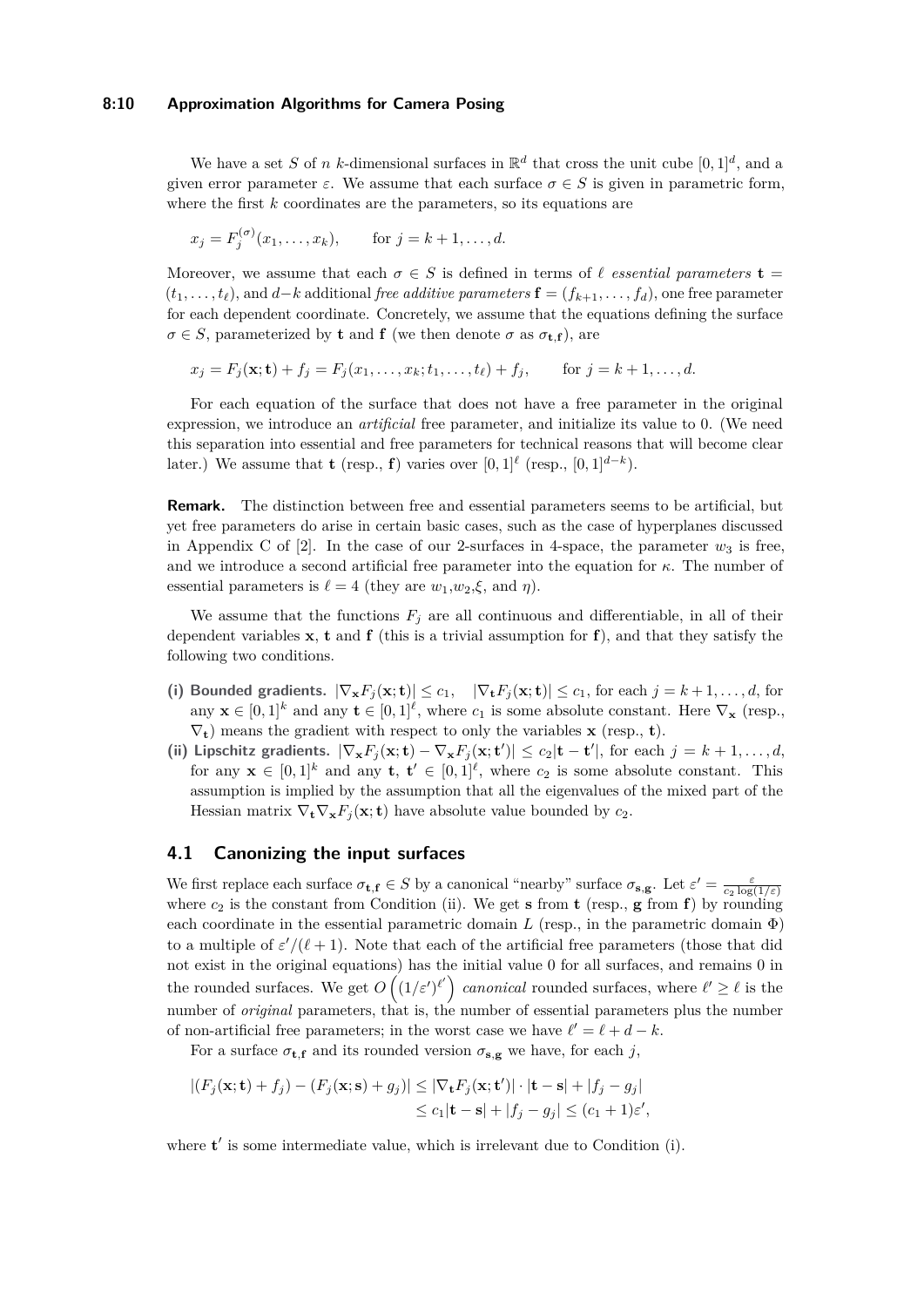We have a set $S$ of $n$ $k$-dimensional surfaces in $\mathbb{R}^d$ that cross the unit cube $[0,1]^d$, and a given error parameter $\varepsilon$. We assume that each surface $\sigma \in S$ is given in parametric form, where the first $k$ coordinates are the parameters, so its equations are

$$x_j = F_j^{(\sigma)}(x_1, \ldots, x_k), \qquad \text{for } j = k+1, \ldots, d.$$

Moreover, we assume that each $\sigma \in S$ is defined in terms of $\ell$ *essential parameters* $\mathbf{t} = (t_1, \ldots, t_\ell)$, and $d-k$ additional *free additive parameters* $\mathbf{f} = (f_{k+1}, \ldots, f_d)$, one free parameter for each dependent coordinate. Concretely, we assume that the equations defining the surface $\sigma \in S$, parameterized by $\mathbf{t}$ and $\mathbf{f}$ (we then denote $\sigma$ as $\sigma_{\mathbf{t},\mathbf{f}}$), are

$$x_j = F_j(\mathbf{x}; \mathbf{t}) + f_j = F_j(x_1, \ldots, x_k; t_1, \ldots, t_\ell) + f_j, \qquad \text{for } j = k+1, \ldots, d.$$

For each equation of the surface that does not have a free parameter in the original expression, we introduce an *artificial* free parameter, and initialize its value to 0. (We need this separation into essential and free parameters for technical reasons that will become clear later.) We assume that $\mathbf{t}$ (resp., $\mathbf{f}$) varies over $[0,1]^\ell$ (resp., $[0,1]^{d-k}$).

**Remark.** The distinction between free and essential parameters seems to be artificial, but yet free parameters do arise in certain basic cases, such as the case of hyperplanes discussed in Appendix C of [2]. In the case of our 2-surfaces in 4-space, the parameter $w_3$ is free, and we introduce a second artificial free parameter into the equation for $\kappa$. The number of essential parameters is $\ell = 4$ (they are $w_1$,$w_2$,$\xi$, and $\eta$).

We assume that the functions $F_j$ are all continuous and differentiable, in all of their dependent variables $\mathbf{x}$, $\mathbf{t}$ and $\mathbf{f}$ (this is a trivial assumption for $\mathbf{f}$), and that they satisfy the following two conditions.

- **(i) Bounded gradients.** $|\nabla_{\mathbf{x}} F_j(\mathbf{x}; \mathbf{t})| \le c_1$, $\quad |\nabla_{\mathbf{t}} F_j(\mathbf{x}; \mathbf{t})| \le c_1$, for each $j = k+1, \ldots, d$, for any $\mathbf{x} \in [0,1]^k$ and any $\mathbf{t} \in [0,1]^\ell$, where $c_1$ is some absolute constant. Here $\nabla_{\mathbf{x}}$ (resp., $\nabla_{\mathbf{t}}$) means the gradient with respect to only the variables $\mathbf{x}$ (resp., $\mathbf{t}$).
- **(ii) Lipschitz gradients.** $|\nabla_{\mathbf{x}} F_j(\mathbf{x}; \mathbf{t}) - \nabla_{\mathbf{x}} F_j(\mathbf{x}; \mathbf{t}')| \le c_2 |\mathbf{t} - \mathbf{t}'|$, for each $j = k+1, \ldots, d$, for any $\mathbf{x} \in [0,1]^k$ and any $\mathbf{t}$, $\mathbf{t}' \in [0,1]^\ell$, where $c_2$ is some absolute constant. This assumption is implied by the assumption that all the eigenvalues of the mixed part of the Hessian matrix $\nabla_{\mathbf{t}} \nabla_{\mathbf{x}} F_j(\mathbf{x}; \mathbf{t})$ have absolute value bounded by $c_2$.

## 4.1 Canonizing the input surfaces

We first replace each surface $\sigma_{\mathbf{t},\mathbf{f}} \in S$ by a canonical "nearby" surface $\sigma_{\mathbf{s},\mathbf{g}}$. Let $\varepsilon' = \frac{\varepsilon}{c_2 \log(1/\varepsilon)}$ where $c_2$ is the constant from Condition (ii). We get $\mathbf{s}$ from $\mathbf{t}$ (resp., $\mathbf{g}$ from $\mathbf{f}$) by rounding each coordinate in the essential parametric domain $L$ (resp., in the parametric domain $\Phi$) to a multiple of $\varepsilon'/(\ell+1)$. Note that each of the artificial free parameters (those that did not exist in the original equations) has the initial value 0 for all surfaces, and remains 0 in the rounded surfaces. We get $O\left((1/\varepsilon')^{\ell'}\right)$ *canonical* rounded surfaces, where $\ell' \ge \ell$ is the number of *original* parameters, that is, the number of essential parameters plus the number of non-artificial free parameters; in the worst case we have $\ell' = \ell + d - k$.

For a surface $\sigma_{\mathbf{t},\mathbf{f}}$ and its rounded version $\sigma_{\mathbf{s},\mathbf{g}}$ we have, for each $j$,

$$\begin{aligned}
|(F_j(\mathbf{x}; \mathbf{t}) + f_j) - (F_j(\mathbf{x}; \mathbf{s}) + g_j)| &\le |\nabla_{\mathbf{t}} F_j(\mathbf{x}; \mathbf{t}')| \cdot |\mathbf{t} - \mathbf{s}| + |f_j - g_j| \\
&\le c_1 |\mathbf{t} - \mathbf{s}| + |f_j - g_j| \le (c_1 + 1)\varepsilon',
\end{aligned}$$

where $\mathbf{t}'$ is some intermediate value, which is irrelevant due to Condition (i).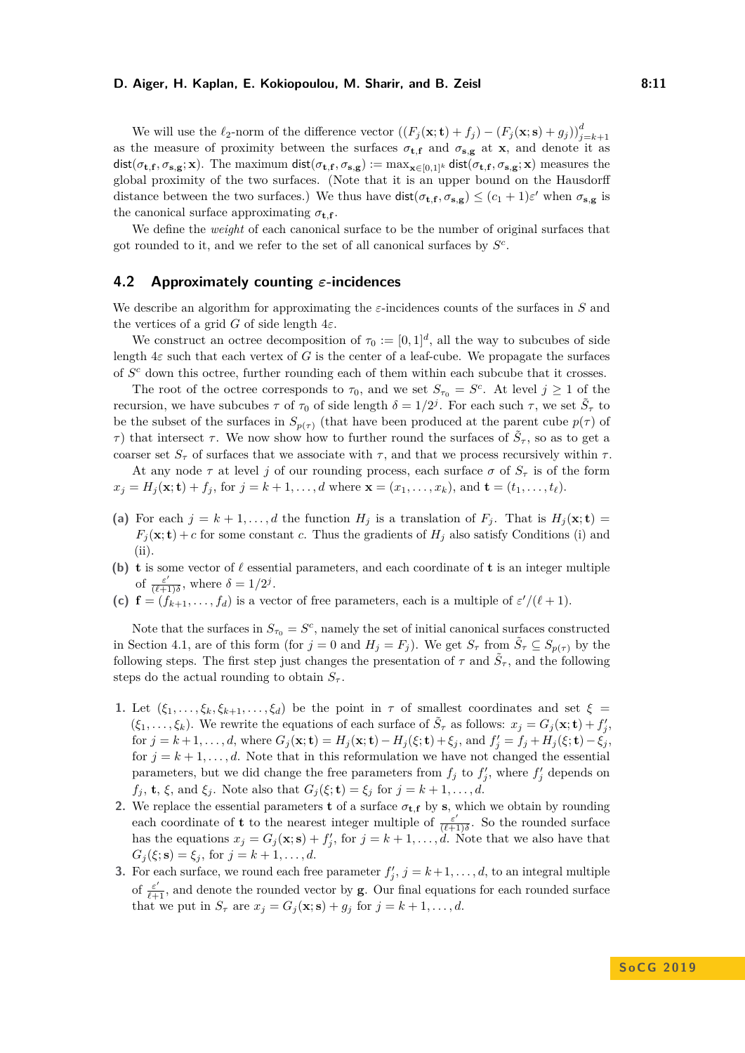We will use the $\ell_2$-norm of the difference vector $((F_j(\mathbf{x};\mathbf{t}) + f_j) - (F_j(\mathbf{x};\mathbf{s}) + g_j))_{j=k+1}^d$ as the measure of proximity between the surfaces $\sigma_{\mathbf{t},\mathbf{f}}$ and $\sigma_{\mathbf{s},\mathbf{g}}$ at $\mathbf{x}$, and denote it as $\mathsf{dist}(\sigma_{\mathbf{t},\mathbf{f}}, \sigma_{\mathbf{s},\mathbf{g}}; \mathbf{x})$. The maximum $\mathsf{dist}(\sigma_{\mathbf{t},\mathbf{f}}, \sigma_{\mathbf{s},\mathbf{g}}) := \max_{\mathbf{x}\in[0,1]^k} \mathsf{dist}(\sigma_{\mathbf{t},\mathbf{f}}, \sigma_{\mathbf{s},\mathbf{g}}; \mathbf{x})$ measures the global proximity of the two surfaces. (Note that it is an upper bound on the Hausdorff distance between the two surfaces.) We thus have $\mathsf{dist}(\sigma_{\mathbf{t},\mathbf{f}}, \sigma_{\mathbf{s},\mathbf{g}}) \le (c_1 + 1)\varepsilon'$ when $\sigma_{\mathbf{s},\mathbf{g}}$ is the canonical surface approximating $\sigma_{\mathbf{t},\mathbf{f}}$.

We define the *weight* of each canonical surface to be the number of original surfaces that got rounded to it, and we refer to the set of all canonical surfaces by $S^c$.

## 4.2 Approximately counting $\varepsilon$-incidences

We describe an algorithm for approximating the $\varepsilon$-incidences counts of the surfaces in $S$ and the vertices of a grid $G$ of side length $4\varepsilon$.

We construct an octree decomposition of $\tau_0 := [0,1]^d$, all the way to subcubes of side length $4\varepsilon$ such that each vertex of $G$ is the center of a leaf-cube. We propagate the surfaces of $S^c$ down this octree, further rounding each of them within each subcube that it crosses.

The root of the octree corresponds to $\tau_0$, and we set $S_{\tau_0} = S^c$. At level $j \ge 1$ of the recursion, we have subcubes $\tau$ of $\tau_0$ of side length $\delta = 1/2^j$. For each such $\tau$, we set $\tilde{S}_\tau$ to be the subset of the surfaces in $S_{p(\tau)}$ (that have been produced at the parent cube $p(\tau)$ of $\tau$) that intersect $\tau$. We now show how to further round the surfaces of $\tilde{S}_\tau$, so as to get a coarser set $S_\tau$ of surfaces that we associate with $\tau$, and that we process recursively within $\tau$.

At any node $\tau$ at level $j$ of our rounding process, each surface $\sigma$ of $S_\tau$ is of the form $x_j = H_j(\mathbf{x};\mathbf{t}) + f_j$, for $j = k+1, \ldots, d$ where $\mathbf{x} = (x_1, \ldots, x_k)$, and $\mathbf{t} = (t_1, \ldots, t_\ell)$.

**(a)** For each $j = k+1, \ldots, d$ the function $H_j$ is a translation of $F_j$. That is $H_j(\mathbf{x};\mathbf{t}) = F_j(\mathbf{x};\mathbf{t}) + c$ for some constant $c$. Thus the gradients of $H_j$ also satisfy Conditions (i) and (ii).

**(b)** $\mathbf{t}$ is some vector of $\ell$ essential parameters, and each coordinate of $\mathbf{t}$ is an integer multiple of $\frac{\varepsilon'}{(\ell+1)\delta}$, where $\delta = 1/2^j$.

**(c)** $\mathbf{f} = (f_{k+1}, \ldots, f_d)$ is a vector of free parameters, each is a multiple of $\varepsilon'/(\ell+1)$.

Note that the surfaces in $S_{\tau_0} = S^c$, namely the set of initial canonical surfaces constructed in Section 4.1, are of this form (for $j = 0$ and $H_j = F_j$). We get $S_\tau$ from $\tilde{S}_\tau \subseteq S_{p(\tau)}$ by the following steps. The first step just changes the presentation of $\tau$ and $\tilde{S}_\tau$, and the following steps do the actual rounding to obtain $S_\tau$.

1. Let $(\xi_1, \ldots, \xi_k, \xi_{k+1}, \ldots, \xi_d)$ be the point in $\tau$ of smallest coordinates and set $\xi = (\xi_1, \ldots, \xi_k)$. We rewrite the equations of each surface of $\tilde{S}_\tau$ as follows: $x_j = G_j(\mathbf{x};\mathbf{t}) + f'_j$, for $j = k+1, \ldots, d$, where $G_j(\mathbf{x};\mathbf{t}) = H_j(\mathbf{x};\mathbf{t}) - H_j(\xi;\mathbf{t}) + \xi_j$, and $f'_j = f_j + H_j(\xi;\mathbf{t}) - \xi_j$, for $j = k+1, \ldots, d$. Note that in this reformulation we have not changed the essential parameters, but we did change the free parameters from $f_j$ to $f'_j$, where $f'_j$ depends on $f_j$, $\mathbf{t}$, $\xi$, and $\xi_j$. Note also that $G_j(\xi;\mathbf{t}) = \xi_j$ for $j = k+1, \ldots, d$.
2. We replace the essential parameters $\mathbf{t}$ of a surface $\sigma_{\mathbf{t},\mathbf{f}}$ by $\mathbf{s}$, which we obtain by rounding each coordinate of $\mathbf{t}$ to the nearest integer multiple of $\frac{\varepsilon'}{(\ell+1)\delta}$. So the rounded surface has the equations $x_j = G_j(\mathbf{x};\mathbf{s}) + f'_j$, for $j = k+1, \ldots, d$. Note that we also have that $G_j(\xi;\mathbf{s}) = \xi_j$, for $j = k+1, \ldots, d$.
3. For each surface, we round each free parameter $f'_j$, $j = k+1, \ldots, d$, to an integral multiple of $\frac{\varepsilon'}{\ell+1}$, and denote the rounded vector by $\mathbf{g}$. Our final equations for each rounded surface that we put in $S_\tau$ are $x_j = G_j(\mathbf{x};\mathbf{s}) + g_j$ for $j = k+1, \ldots, d$.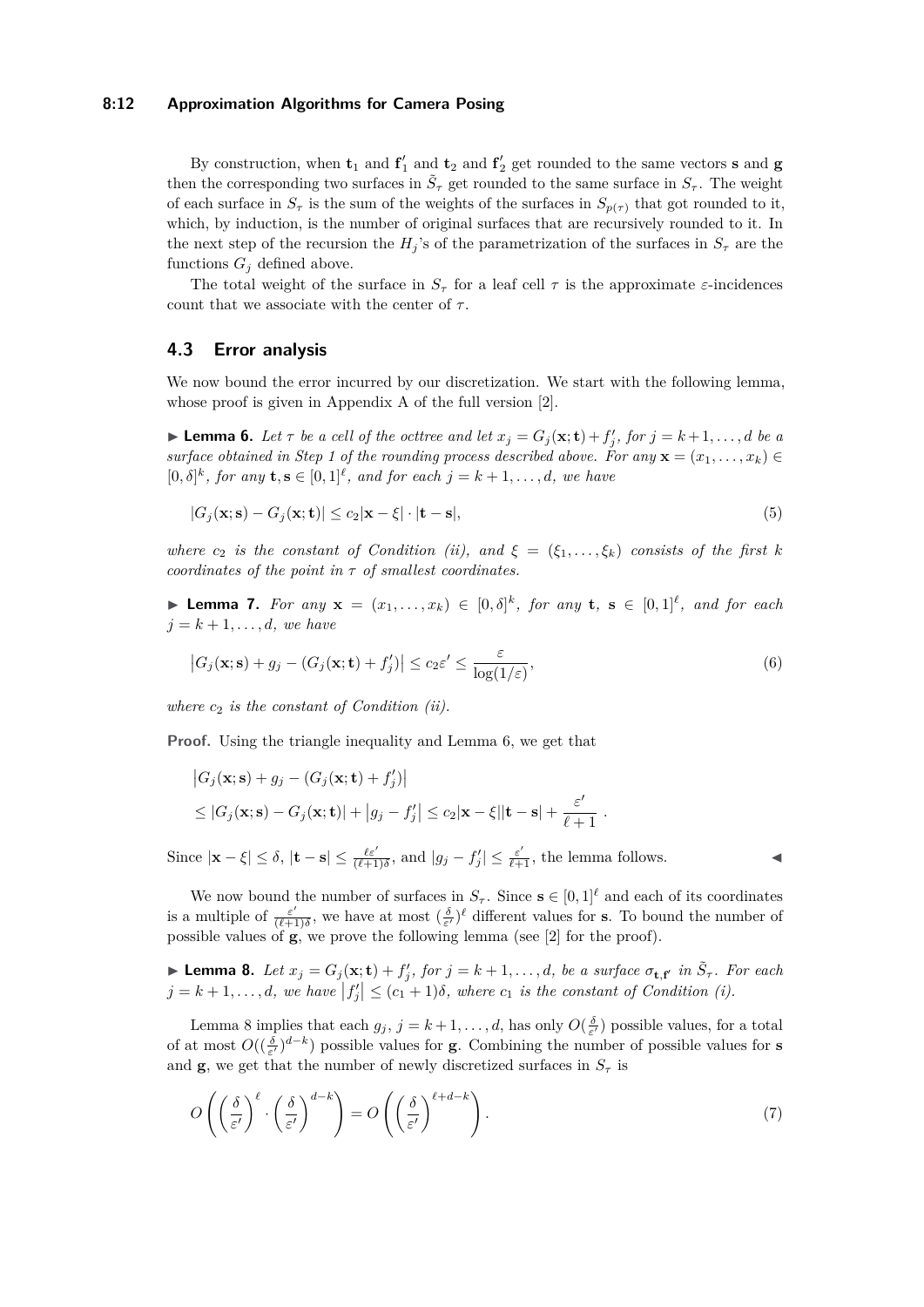By construction, when $\mathbf{t}_1$ and $\mathbf{f}'_1$ and $\mathbf{t}_2$ and $\mathbf{f}'_2$ get rounded to the same vectors $\mathbf{s}$ and $\mathbf{g}$ then the corresponding two surfaces in $\tilde{S}_\tau$ get rounded to the same surface in $S_\tau$. The weight of each surface in $S_\tau$ is the sum of the weights of the surfaces in $S_{p(\tau)}$ that got rounded to it, which, by induction, is the number of original surfaces that are recursively rounded to it. In the next step of the recursion the $H_j$'s of the parametrization of the surfaces in $S_\tau$ are the functions $G_j$ defined above.

The total weight of the surface in $S_\tau$ for a leaf cell $\tau$ is the approximate $\varepsilon$-incidences count that we associate with the center of $\tau$.

## 4.3 Error analysis

We now bound the error incurred by our discretization. We start with the following lemma, whose proof is given in Appendix A of the full version [2].

▶ **Lemma 6.** *Let $\tau$ be a cell of the octtree and let $x_j = G_j(\mathbf{x};\mathbf{t}) + f'_j$, for $j = k+1,\dots,d$ be a surface obtained in Step 1 of the rounding process described above. For any $\mathbf{x} = (x_1,\dots,x_k) \in [0,\delta]^k$, for any $\mathbf{t},\mathbf{s} \in [0,1]^\ell$, and for each $j = k+1,\dots,d$, we have*

$$|G_j(\mathbf{x};\mathbf{s}) - G_j(\mathbf{x};\mathbf{t})| \le c_2|\mathbf{x}-\xi| \cdot |\mathbf{t}-\mathbf{s}|, \tag{5}$$

*where $c_2$ is the constant of Condition (ii), and $\xi = (\xi_1,\dots,\xi_k)$ consists of the first $k$ coordinates of the point in $\tau$ of smallest coordinates.*

▶ **Lemma 7.** *For any $\mathbf{x} = (x_1,\dots,x_k) \in [0,\delta]^k$, for any $\mathbf{t}$, $\mathbf{s} \in [0,1]^\ell$, and for each $j = k+1,\dots,d$, we have*

$$\left|G_j(\mathbf{x};\mathbf{s}) + g_j - (G_j(\mathbf{x};\mathbf{t}) + f'_j)\right| \le c_2\varepsilon' \le \frac{\varepsilon}{\log(1/\varepsilon)}, \tag{6}$$

*where $c_2$ is the constant of Condition (ii).*

**Proof.** Using the triangle inequality and Lemma 6, we get that

$$\begin{aligned}
&\left|G_j(\mathbf{x};\mathbf{s}) + g_j - (G_j(\mathbf{x};\mathbf{t}) + f'_j)\right| \\
&\le |G_j(\mathbf{x};\mathbf{s}) - G_j(\mathbf{x};\mathbf{t})| + \left|g_j - f'_j\right| \le c_2|\mathbf{x}-\xi||\mathbf{t}-\mathbf{s}| + \frac{\varepsilon'}{\ell+1}\ .
\end{aligned}$$

Since $|\mathbf{x}-\xi| \le \delta$, $|\mathbf{t}-\mathbf{s}| \le \frac{\ell\varepsilon'}{(\ell+1)\delta}$, and $|g_j - f'_j| \le \frac{\varepsilon'}{\ell+1}$, the lemma follows. ◀

We now bound the number of surfaces in $S_\tau$. Since $\mathbf{s} \in [0,1]^\ell$ and each of its coordinates is a multiple of $\frac{\varepsilon'}{(\ell+1)\delta}$, we have at most $(\frac{\delta}{\varepsilon'})^\ell$ different values for $\mathbf{s}$. To bound the number of possible values of $\mathbf{g}$, we prove the following lemma (see [2] for the proof).

▶ **Lemma 8.** *Let $x_j = G_j(\mathbf{x};\mathbf{t}) + f'_j$, for $j = k+1,\dots,d$, be a surface $\sigma_{\mathbf{t},\mathbf{f}'}$ in $\tilde{S}_\tau$. For each $j = k+1,\dots,d$, we have $\left|f'_j\right| \le (c_1+1)\delta$, where $c_1$ is the constant of Condition (i).*

Lemma 8 implies that each $g_j$, $j = k+1,\dots,d$, has only $O(\frac{\delta}{\varepsilon'})$ possible values, for a total of at most $O((\frac{\delta}{\varepsilon'})^{d-k})$ possible values for $\mathbf{g}$. Combining the number of possible values for $\mathbf{s}$ and $\mathbf{g}$, we get that the number of newly discretized surfaces in $S_\tau$ is

$$O\left(\left(\frac{\delta}{\varepsilon'}\right)^\ell \cdot \left(\frac{\delta}{\varepsilon'}\right)^{d-k}\right) = O\left(\left(\frac{\delta}{\varepsilon'}\right)^{\ell+d-k}\right). \tag{7}$$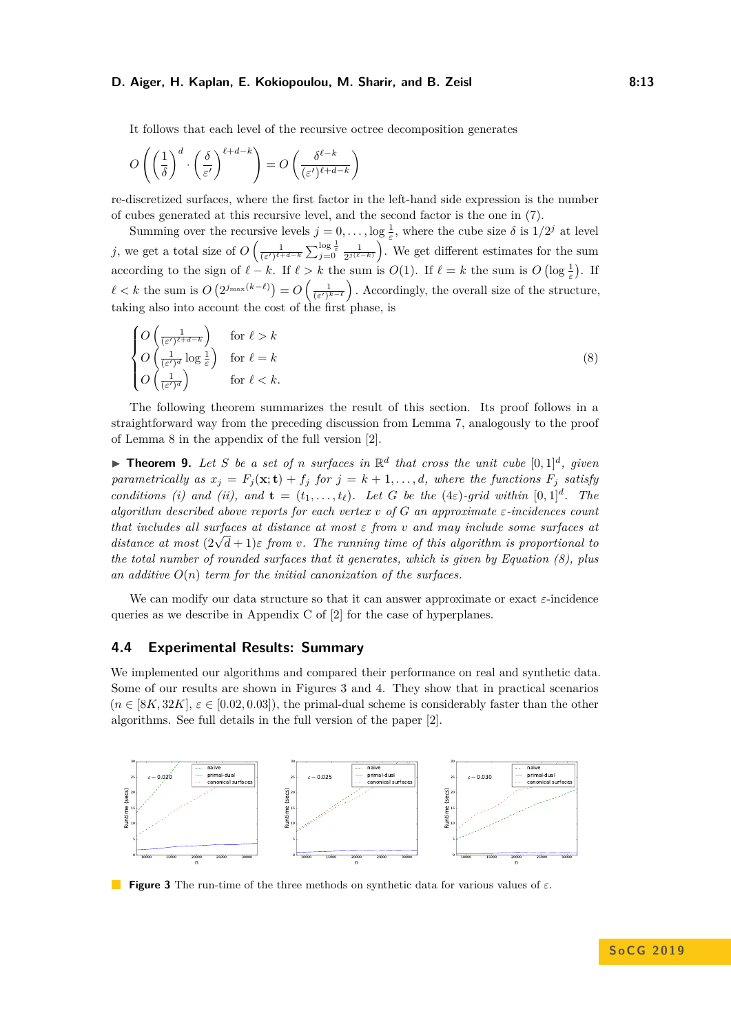It follows that each level of the recursive octree decomposition generates

$$O\left(\left(\frac{1}{\delta}\right)^d \cdot \left(\frac{\delta}{\varepsilon'}\right)^{\ell+d-k}\right) = O\left(\frac{\delta^{\ell-k}}{(\varepsilon')^{\ell+d-k}}\right)$$

re-discretized surfaces, where the first factor in the left-hand side expression is the number of cubes generated at this recursive level, and the second factor is the one in (7).

Summing over the recursive levels $j = 0, \ldots, \log \frac{1}{\varepsilon}$, where the cube size $\delta$ is $1/2^j$ at level $j$, we get a total size of $O\left(\frac{1}{(\varepsilon')^{\ell+d-k}} \sum_{j=0}^{\log \frac{1}{\varepsilon}} \frac{1}{2^{j(\ell-k)}}\right)$. We get different estimates for the sum according to the sign of $\ell - k$. If $\ell > k$ the sum is $O(1)$. If $\ell = k$ the sum is $O\left(\log \frac{1}{\varepsilon}\right)$. If $\ell < k$ the sum is $O\left(2^{j_{\max}(k-\ell)}\right) = O\left(\frac{1}{(\varepsilon')^{k-\ell}}\right)$. Accordingly, the overall size of the structure, taking also into account the cost of the first phase, is

$$\begin{cases} O\left(\frac{1}{(\varepsilon')^{\ell+d-k}}\right) & \text{for } \ell > k \\ O\left(\frac{1}{(\varepsilon')^{d}} \log \frac{1}{\varepsilon}\right) & \text{for } \ell = k \\ O\left(\frac{1}{(\varepsilon')^{d}}\right) & \text{for } \ell < k. \end{cases} \tag{8}$$

The following theorem summarizes the result of this section. Its proof follows in a straightforward way from the preceding discussion from Lemma 7, analogously to the proof of Lemma 8 in the appendix of the full version [2].

▶ **Theorem 9.** *Let $S$ be a set of $n$ surfaces in $\mathbb{R}^d$ that cross the unit cube $[0,1]^d$, given parametrically as $x_j = F_j(\mathbf{x}; \mathbf{t}) + f_j$ for $j = k+1, \ldots, d$, where the functions $F_j$ satisfy conditions (i) and (ii), and $\mathbf{t} = (t_1, \ldots, t_\ell)$. Let $G$ be the $(4\varepsilon)$-grid within $[0,1]^d$. The algorithm described above reports for each vertex $v$ of $G$ an approximate $\varepsilon$-incidences count that includes all surfaces at distance at most $\varepsilon$ from $v$ and may include some surfaces at distance at most $(2\sqrt{d}+1)\varepsilon$ from $v$. The running time of this algorithm is proportional to the total number of rounded surfaces that it generates, which is given by Equation (8), plus an additive $O(n)$ term for the initial canonization of the surfaces.*

We can modify our data structure so that it can answer approximate or exact $\varepsilon$-incidence queries as we describe in Appendix C of [2] for the case of hyperplanes.

## 4.4 Experimental Results: Summary

We implemented our algorithms and compared their performance on real and synthetic data. Some of our results are shown in Figures 3 and 4. They show that in practical scenarios ($n \in [8K, 32K]$, $\varepsilon \in [0.02, 0.03]$), the primal-dual scheme is considerably faster than the other algorithms. See full details in the full version of the paper [2].

**Figure 3** The run-time of the three methods on synthetic data for various values of $\varepsilon$.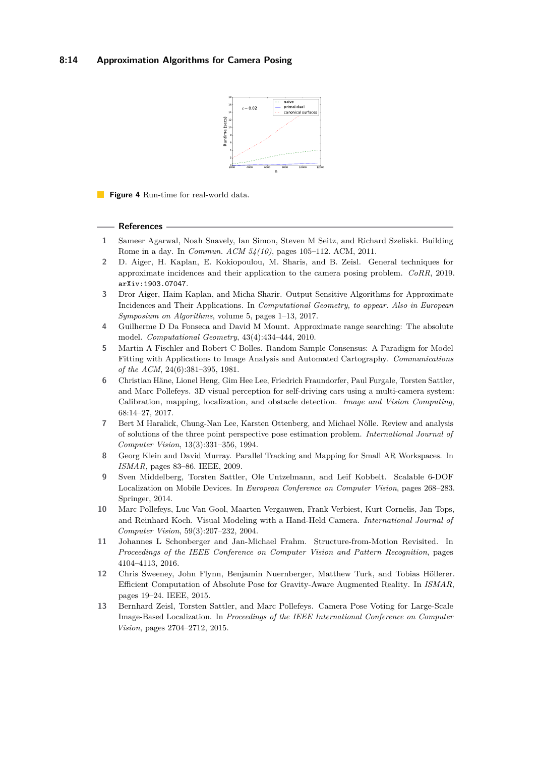$\varepsilon = 0.02$

naive
primal-dual
canonical surfaces

Runtime (secs)

18
16
14
12
10
8
6
4
2
0

2000
4000
6000
8000
10000
12000

n

**Figure 4** Run-time for real-world data.

## References

1. Sameer Agarwal, Noah Snavely, Ian Simon, Steven M Seitz, and Richard Szeliski. Building Rome in a day. In *Commun. ACM 54(10)*, pages 105–112. ACM, 2011.
2. D. Aiger, H. Kaplan, E. Kokiopoulou, M. Sharis, and B. Zeisl. General techniques for approximate incidences and their application to the camera posing problem. *CoRR*, 2019. arXiv:1903.07047.
3. Dror Aiger, Haim Kaplan, and Micha Sharir. Output Sensitive Algorithms for Approximate Incidences and Their Applications. In *Computational Geometry, to appear. Also in European Symposium on Algorithms*, volume 5, pages 1–13, 2017.
4. Guilherme D Da Fonseca and David M Mount. Approximate range searching: The absolute model. *Computational Geometry*, 43(4):434–444, 2010.
5. Martin A Fischler and Robert C Bolles. Random Sample Consensus: A Paradigm for Model Fitting with Applications to Image Analysis and Automated Cartography. *Communications of the ACM*, 24(6):381–395, 1981.
6. Christian Häne, Lionel Heng, Gim Hee Lee, Friedrich Fraundorfer, Paul Furgale, Torsten Sattler, and Marc Pollefeys. 3D visual perception for self-driving cars using a multi-camera system: Calibration, mapping, localization, and obstacle detection. *Image and Vision Computing*, 68:14–27, 2017.
7. Bert M Haralick, Chung-Nan Lee, Karsten Ottenberg, and Michael Nölle. Review and analysis of solutions of the three point perspective pose estimation problem. *International Journal of Computer Vision*, 13(3):331–356, 1994.
8. Georg Klein and David Murray. Parallel Tracking and Mapping for Small AR Workspaces. In *ISMAR*, pages 83–86. IEEE, 2009.
9. Sven Middelberg, Torsten Sattler, Ole Untzelmann, and Leif Kobbelt. Scalable 6-DOF Localization on Mobile Devices. In *European Conference on Computer Vision*, pages 268–283. Springer, 2014.
10. Marc Pollefeys, Luc Van Gool, Maarten Vergauwen, Frank Verbiest, Kurt Cornelis, Jan Tops, and Reinhard Koch. Visual Modeling with a Hand-Held Camera. *International Journal of Computer Vision*, 59(3):207–232, 2004.
11. Johannes L Schonberger and Jan-Michael Frahm. Structure-from-Motion Revisited. In *Proceedings of the IEEE Conference on Computer Vision and Pattern Recognition*, pages 4104–4113, 2016.
12. Chris Sweeney, John Flynn, Benjamin Nuernberger, Matthew Turk, and Tobias Höllerer. Efficient Computation of Absolute Pose for Gravity-Aware Augmented Reality. In *ISMAR*, pages 19–24. IEEE, 2015.
13. Bernhard Zeisl, Torsten Sattler, and Marc Pollefeys. Camera Pose Voting for Large-Scale Image-Based Localization. In *Proceedings of the IEEE International Conference on Computer Vision*, pages 2704–2712, 2015.